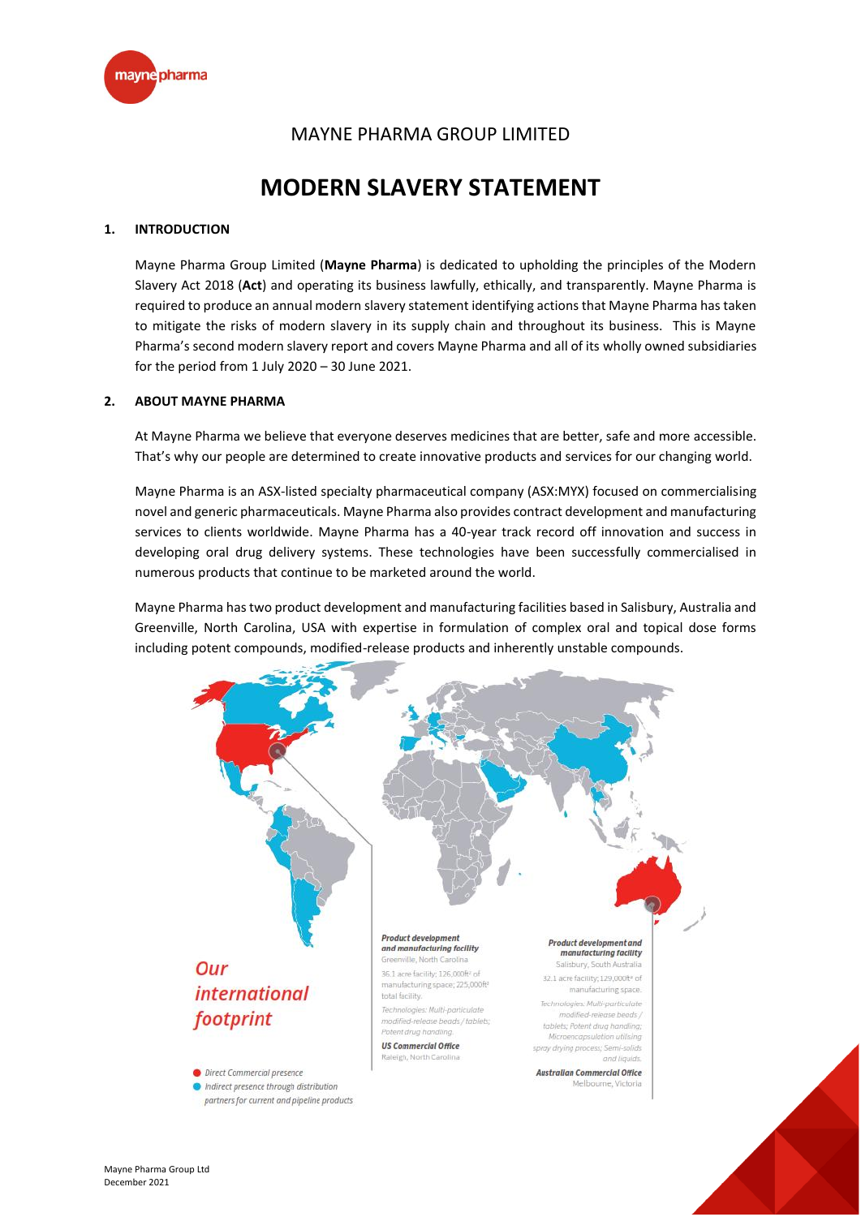# MAYNE PHARMA GROUP LIMITED

# MODERN SLAVERY STATEMENT

## 1. INTRODUCTION

Mayne Pharma Group Limited (**Mayne Pharma**) is dedicated to upholding the principles of the Modern Slavery Act 2018 (**Act**) and operating its business lawfully, ethically, and transparently. Mayne Pharma is required to produce an annual modern slavery statement identifying actions that Mayne Pharma has taken to mitigate the risks of modern slavery in its supply chain and throughout its business. This is Mayne Pharma's second modern slavery report and covers Mayne Pharma and all of its wholly owned subsidiaries for the period from 1 July 2020 – 30 June 2021.

## 2. ABOUT MAYNE PHARMA

At Mayne Pharma we believe that everyone deserves medicines that are better, safe and more accessible. That's why our people are determined to create innovative products and services for our changing world.

Mayne Pharma is an ASX-listed specialty pharmaceutical company (ASX:MYX) focused on commercialising novel and generic pharmaceuticals. Mayne Pharma also provides contract development and manufacturing services to clients worldwide. Mayne Pharma has a 40-year track record off innovation and success in developing oral drug delivery systems. These technologies have been successfully commercialised in numerous products that continue to be marketed around the world.

Mayne Pharma has two product development and manufacturing facilities based in Salisbury, Australia and Greenville, North Carolina, USA with expertise in formulation of complex oral and topical dose forms including potent compounds, modified-release products and inherently unstable compounds.

*Our international footprint*

- *Direct Commercial presence*
- *Indirect presence through distribution partners for current and pipeline products*

***Product development and manufacturing facility***
Greenville, North Carolina
36.1 acre facility; 126,000ft² of manufacturing space; 225,000ft² total facility.
*Technologies: Multi-particulate modified-release beads / tablets; Potent drug handling*

***US Commercial Office***
Raleigh, North Carolina

***Product development and manufacturing facility***
Salisbury, South Australia
32.1 acre facility; 129,000ft² of manufacturing space.
*Technologies: Multi-particulate modified-release beads / tablets; Potent drug handling; Microencapsulation utilising spray drying process; Semi-solids and liquids.*

***Australian Commercial Office***
Melbourne, Victoria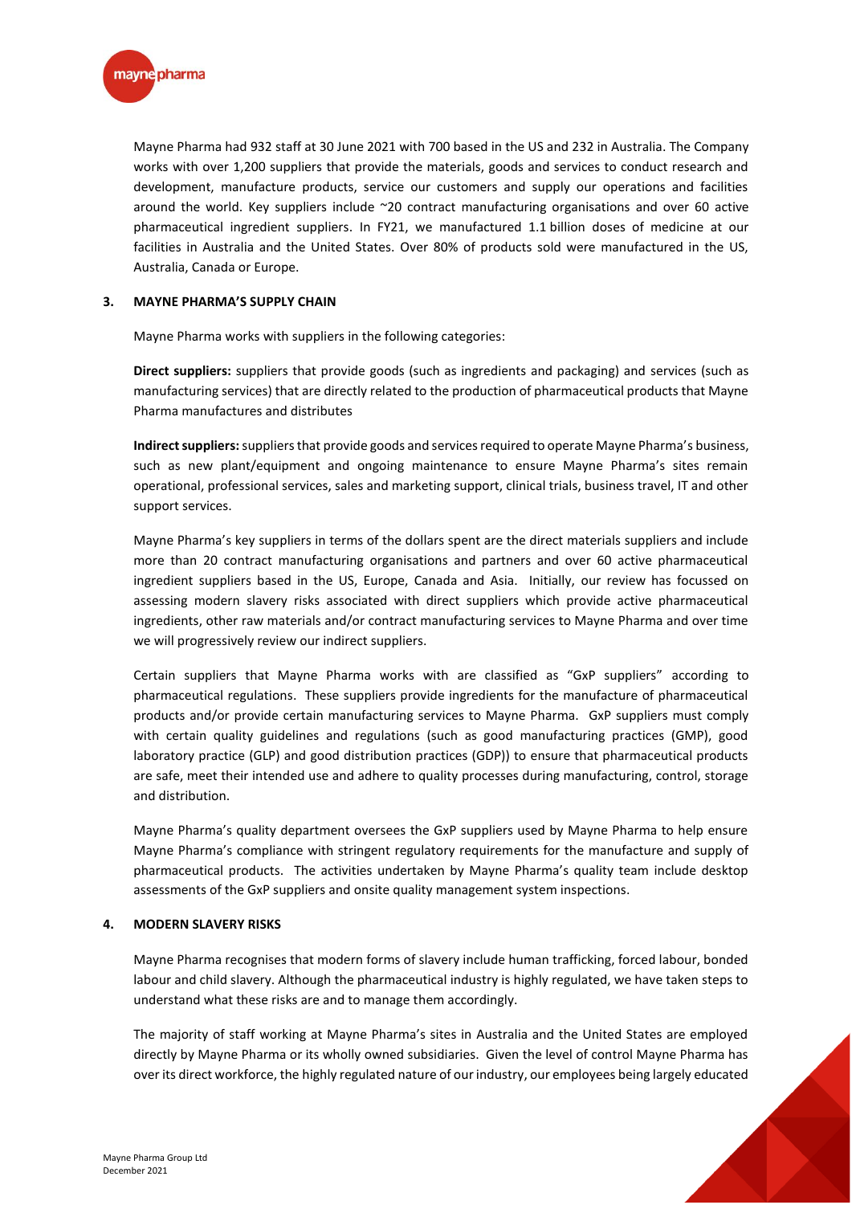Mayne Pharma had 932 staff at 30 June 2021 with 700 based in the US and 232 in Australia. The Company works with over 1,200 suppliers that provide the materials, goods and services to conduct research and development, manufacture products, service our customers and supply our operations and facilities around the world. Key suppliers include ~20 contract manufacturing organisations and over 60 active pharmaceutical ingredient suppliers. In FY21, we manufactured 1.1 billion doses of medicine at our facilities in Australia and the United States. Over 80% of products sold were manufactured in the US, Australia, Canada or Europe.

## 3. MAYNE PHARMA'S SUPPLY CHAIN

Mayne Pharma works with suppliers in the following categories:

**Direct suppliers:** suppliers that provide goods (such as ingredients and packaging) and services (such as manufacturing services) that are directly related to the production of pharmaceutical products that Mayne Pharma manufactures and distributes

**Indirect suppliers:** suppliers that provide goods and services required to operate Mayne Pharma's business, such as new plant/equipment and ongoing maintenance to ensure Mayne Pharma's sites remain operational, professional services, sales and marketing support, clinical trials, business travel, IT and other support services.

Mayne Pharma's key suppliers in terms of the dollars spent are the direct materials suppliers and include more than 20 contract manufacturing organisations and partners and over 60 active pharmaceutical ingredient suppliers based in the US, Europe, Canada and Asia. Initially, our review has focussed on assessing modern slavery risks associated with direct suppliers which provide active pharmaceutical ingredients, other raw materials and/or contract manufacturing services to Mayne Pharma and over time we will progressively review our indirect suppliers.

Certain suppliers that Mayne Pharma works with are classified as "GxP suppliers" according to pharmaceutical regulations. These suppliers provide ingredients for the manufacture of pharmaceutical products and/or provide certain manufacturing services to Mayne Pharma. GxP suppliers must comply with certain quality guidelines and regulations (such as good manufacturing practices (GMP), good laboratory practice (GLP) and good distribution practices (GDP)) to ensure that pharmaceutical products are safe, meet their intended use and adhere to quality processes during manufacturing, control, storage and distribution.

Mayne Pharma's quality department oversees the GxP suppliers used by Mayne Pharma to help ensure Mayne Pharma's compliance with stringent regulatory requirements for the manufacture and supply of pharmaceutical products. The activities undertaken by Mayne Pharma's quality team include desktop assessments of the GxP suppliers and onsite quality management system inspections.

## 4. MODERN SLAVERY RISKS

Mayne Pharma recognises that modern forms of slavery include human trafficking, forced labour, bonded labour and child slavery. Although the pharmaceutical industry is highly regulated, we have taken steps to understand what these risks are and to manage them accordingly.

The majority of staff working at Mayne Pharma's sites in Australia and the United States are employed directly by Mayne Pharma or its wholly owned subsidiaries. Given the level of control Mayne Pharma has over its direct workforce, the highly regulated nature of our industry, our employees being largely educated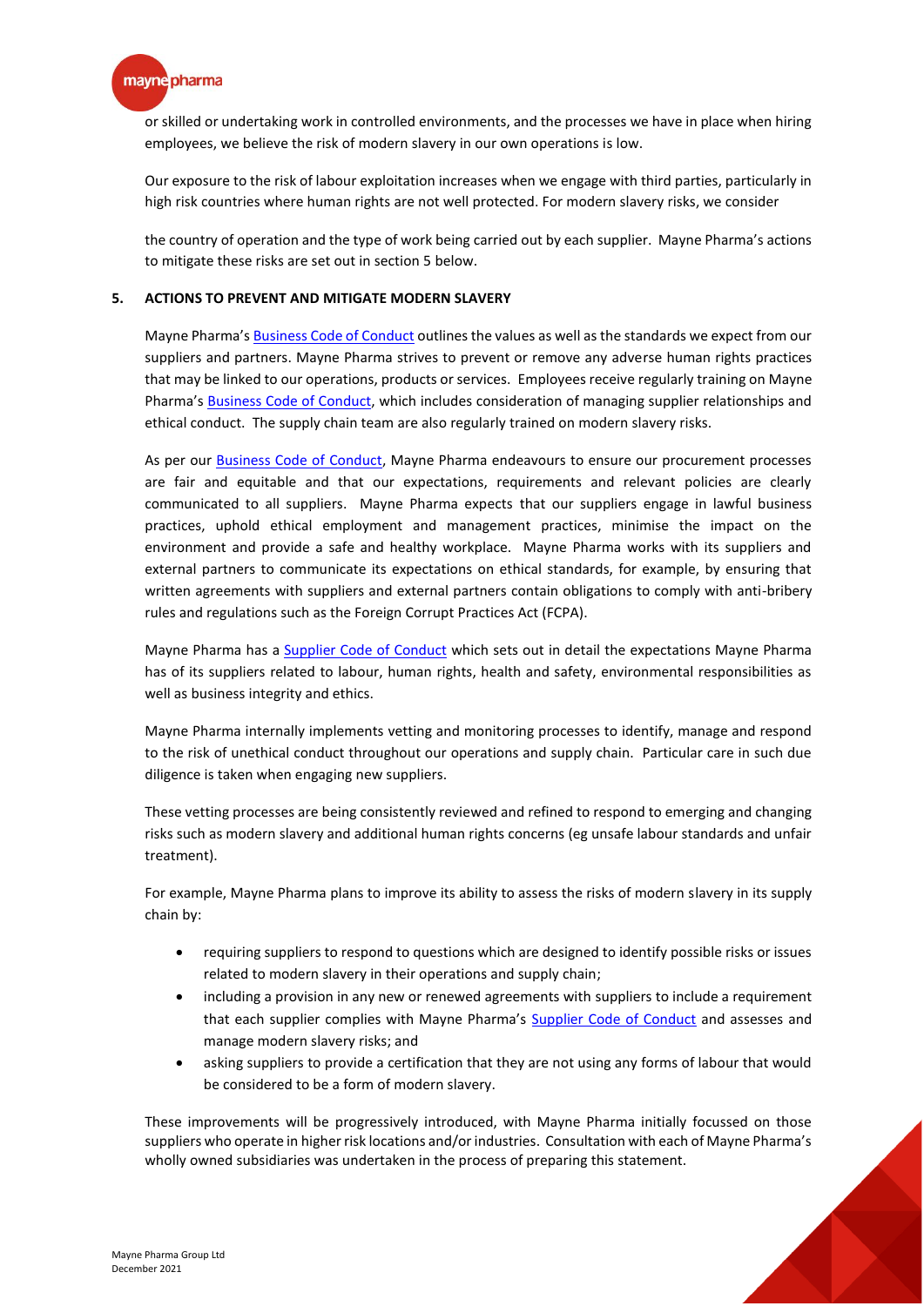or skilled or undertaking work in controlled environments, and the processes we have in place when hiring employees, we believe the risk of modern slavery in our own operations is low.

Our exposure to the risk of labour exploitation increases when we engage with third parties, particularly in high risk countries where human rights are not well protected. For modern slavery risks, we consider

the country of operation and the type of work being carried out by each supplier. Mayne Pharma's actions to mitigate these risks are set out in section 5 below.

## 5. ACTIONS TO PREVENT AND MITIGATE MODERN SLAVERY

Mayne Pharma's Business Code of Conduct outlines the values as well as the standards we expect from our suppliers and partners. Mayne Pharma strives to prevent or remove any adverse human rights practices that may be linked to our operations, products or services. Employees receive regularly training on Mayne Pharma's Business Code of Conduct, which includes consideration of managing supplier relationships and ethical conduct. The supply chain team are also regularly trained on modern slavery risks.

As per our Business Code of Conduct, Mayne Pharma endeavours to ensure our procurement processes are fair and equitable and that our expectations, requirements and relevant policies are clearly communicated to all suppliers. Mayne Pharma expects that our suppliers engage in lawful business practices, uphold ethical employment and management practices, minimise the impact on the environment and provide a safe and healthy workplace. Mayne Pharma works with its suppliers and external partners to communicate its expectations on ethical standards, for example, by ensuring that written agreements with suppliers and external partners contain obligations to comply with anti-bribery rules and regulations such as the Foreign Corrupt Practices Act (FCPA).

Mayne Pharma has a Supplier Code of Conduct which sets out in detail the expectations Mayne Pharma has of its suppliers related to labour, human rights, health and safety, environmental responsibilities as well as business integrity and ethics.

Mayne Pharma internally implements vetting and monitoring processes to identify, manage and respond to the risk of unethical conduct throughout our operations and supply chain. Particular care in such due diligence is taken when engaging new suppliers.

These vetting processes are being consistently reviewed and refined to respond to emerging and changing risks such as modern slavery and additional human rights concerns (eg unsafe labour standards and unfair treatment).

For example, Mayne Pharma plans to improve its ability to assess the risks of modern slavery in its supply chain by:

- requiring suppliers to respond to questions which are designed to identify possible risks or issues related to modern slavery in their operations and supply chain;
- including a provision in any new or renewed agreements with suppliers to include a requirement that each supplier complies with Mayne Pharma's Supplier Code of Conduct and assesses and manage modern slavery risks; and
- asking suppliers to provide a certification that they are not using any forms of labour that would be considered to be a form of modern slavery.

These improvements will be progressively introduced, with Mayne Pharma initially focussed on those suppliers who operate in higher risk locations and/or industries. Consultation with each of Mayne Pharma's wholly owned subsidiaries was undertaken in the process of preparing this statement.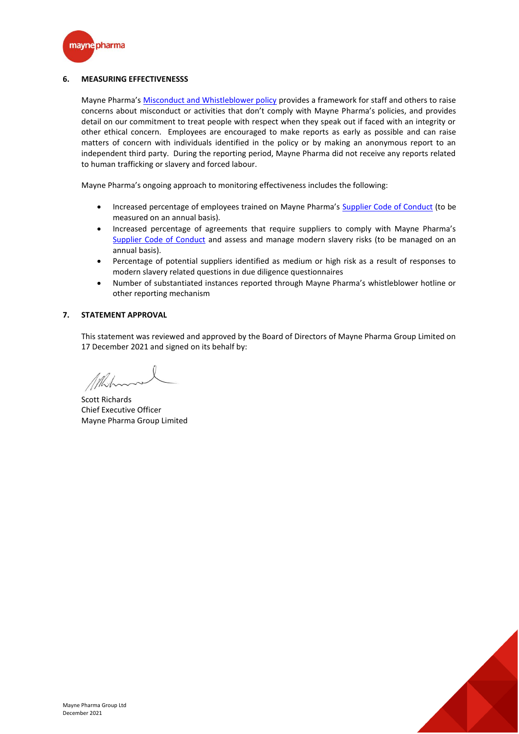## 6. MEASURING EFFECTIVENESSS

Mayne Pharma's Misconduct and Whistleblower policy provides a framework for staff and others to raise concerns about misconduct or activities that don't comply with Mayne Pharma's policies, and provides detail on our commitment to treat people with respect when they speak out if faced with an integrity or other ethical concern. Employees are encouraged to make reports as early as possible and can raise matters of concern with individuals identified in the policy or by making an anonymous report to an independent third party. During the reporting period, Mayne Pharma did not receive any reports related to human trafficking or slavery and forced labour.

Mayne Pharma's ongoing approach to monitoring effectiveness includes the following:

- Increased percentage of employees trained on Mayne Pharma's Supplier Code of Conduct (to be measured on an annual basis).
- Increased percentage of agreements that require suppliers to comply with Mayne Pharma's Supplier Code of Conduct and assess and manage modern slavery risks (to be managed on an annual basis).
- Percentage of potential suppliers identified as medium or high risk as a result of responses to modern slavery related questions in due diligence questionnaires
- Number of substantiated instances reported through Mayne Pharma's whistleblower hotline or other reporting mechanism

## 7. STATEMENT APPROVAL

This statement was reviewed and approved by the Board of Directors of Mayne Pharma Group Limited on 17 December 2021 and signed on its behalf by:

Scott Richards
Chief Executive Officer
Mayne Pharma Group Limited